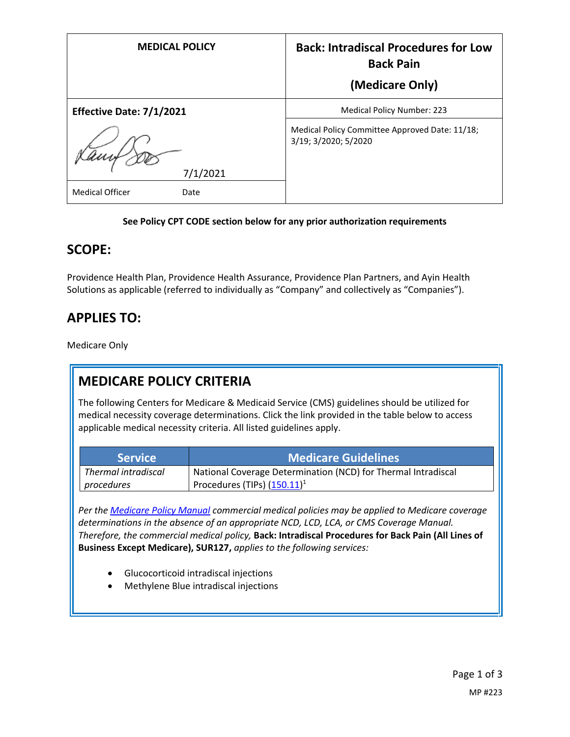| MEDICAL POLICY | Back: Intradiscal Procedures for Low Back Pain (Medicare Only) |
|---|---|
| **Effective Date: 7/1/2021** | Medical Policy Number: 223 |
| 7/1/2021 | Medical Policy Committee Approved Date: 11/18; 3/19; 3/2020; 5/2020 |
| Medical Officer Date | |

**See Policy CPT CODE section below for any prior authorization requirements**

## SCOPE:

Providence Health Plan, Providence Health Assurance, Providence Plan Partners, and Ayin Health Solutions as applicable (referred to individually as "Company" and collectively as "Companies").

## APPLIES TO:

Medicare Only

## MEDICARE POLICY CRITERIA

The following Centers for Medicare & Medicaid Service (CMS) guidelines should be utilized for medical necessity coverage determinations. Click the link provided in the table below to access applicable medical necessity criteria. All listed guidelines apply.

| Service | Medicare Guidelines |
|---|---|
| *Thermal intradiscal procedures* | National Coverage Determination (NCD) for Thermal Intradiscal Procedures (TIPs) (150.11)[1] |

*Per the Medicare Policy Manual commercial medical policies may be applied to Medicare coverage determinations in the absence of an appropriate NCD, LCD, LCA, or CMS Coverage Manual. Therefore, the commercial medical policy,* **Back: Intradiscal Procedures for Back Pain (All Lines of Business Except Medicare), SUR127,** *applies to the following services:*

- Glucocorticoid intradiscal injections
- Methylene Blue intradiscal injections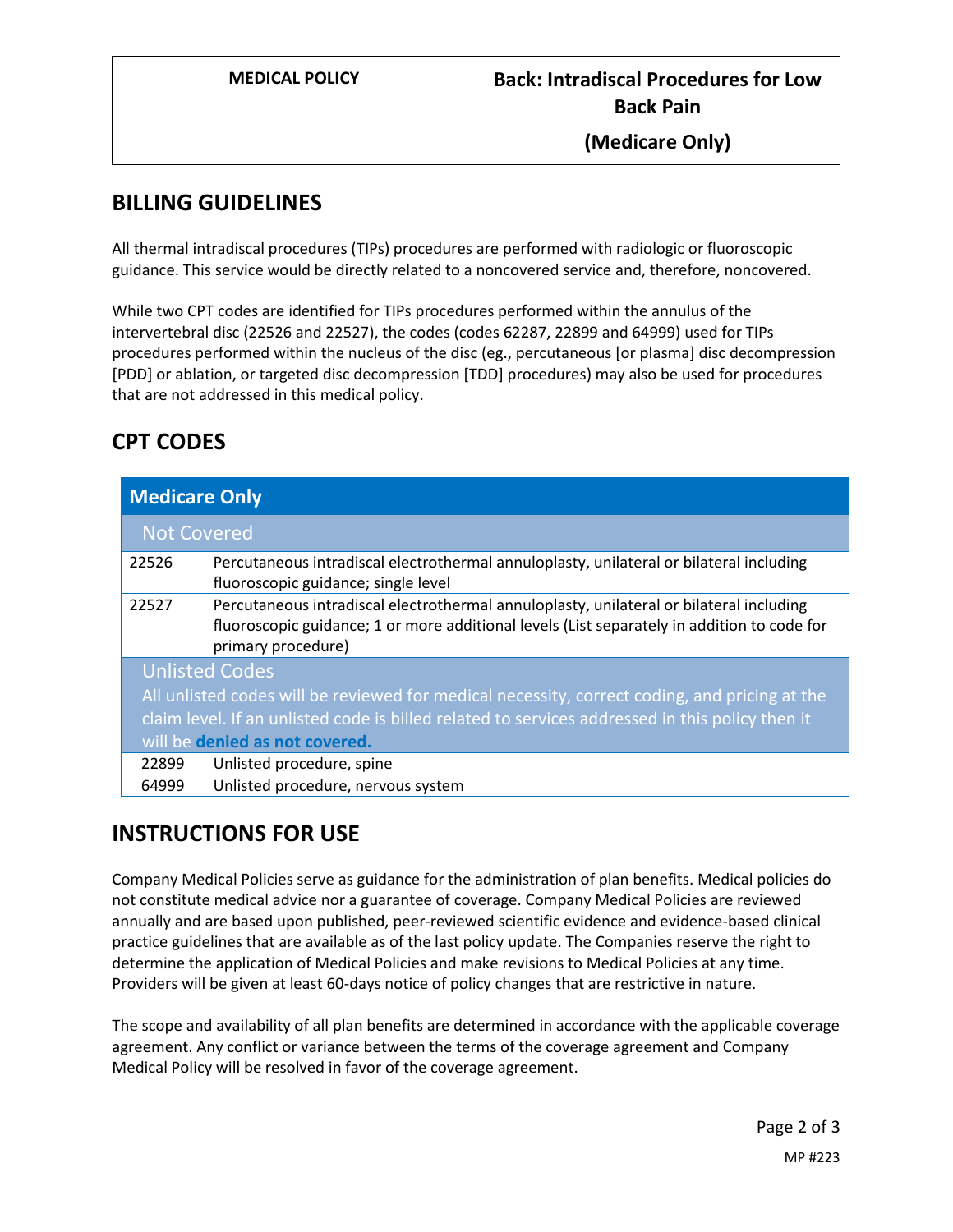## BILLING GUIDELINES

All thermal intradiscal procedures (TIPs) procedures are performed with radiologic or fluoroscopic guidance. This service would be directly related to a noncovered service and, therefore, noncovered.

While two CPT codes are identified for TIPs procedures performed within the annulus of the intervertebral disc (22526 and 22527), the codes (codes 62287, 22899 and 64999) used for TIPs procedures performed within the nucleus of the disc (eg., percutaneous [or plasma] disc decompression [PDD] or ablation, or targeted disc decompression [TDD] procedures) may also be used for procedures that are not addressed in this medical policy.

## CPT CODES

| Medicare Only | |
|---|---|
| **Not Covered** | |
| 22526 | Percutaneous intradiscal electrothermal annuloplasty, unilateral or bilateral including fluoroscopic guidance; single level |
| 22527 | Percutaneous intradiscal electrothermal annuloplasty, unilateral or bilateral including fluoroscopic guidance; 1 or more additional levels (List separately in addition to code for primary procedure) |
| **Unlisted Codes**<br>All unlisted codes will be reviewed for medical necessity, correct coding, and pricing at the claim level. If an unlisted code is billed related to services addressed in this policy then it will be **denied as not covered.** | |
| 22899 | Unlisted procedure, spine |
| 64999 | Unlisted procedure, nervous system |

## INSTRUCTIONS FOR USE

Company Medical Policies serve as guidance for the administration of plan benefits. Medical policies do not constitute medical advice nor a guarantee of coverage. Company Medical Policies are reviewed annually and are based upon published, peer-reviewed scientific evidence and evidence-based clinical practice guidelines that are available as of the last policy update. The Companies reserve the right to determine the application of Medical Policies and make revisions to Medical Policies at any time. Providers will be given at least 60-days notice of policy changes that are restrictive in nature.

The scope and availability of all plan benefits are determined in accordance with the applicable coverage agreement. Any conflict or variance between the terms of the coverage agreement and Company Medical Policy will be resolved in favor of the coverage agreement.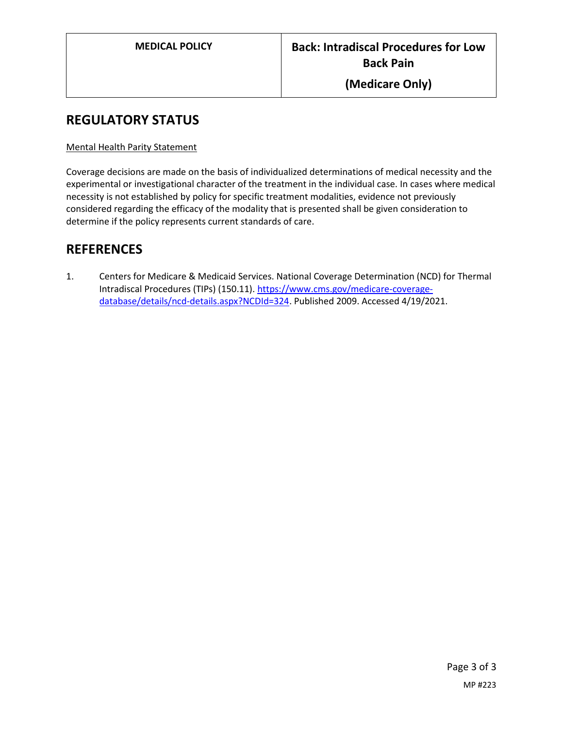## REGULATORY STATUS

Mental Health Parity Statement

Coverage decisions are made on the basis of individualized determinations of medical necessity and the experimental or investigational character of the treatment in the individual case. In cases where medical necessity is not established by policy for specific treatment modalities, evidence not previously considered regarding the efficacy of the modality that is presented shall be given consideration to determine if the policy represents current standards of care.

## REFERENCES

1. Centers for Medicare & Medicaid Services. National Coverage Determination (NCD) for Thermal Intradiscal Procedures (TIPs) (150.11). https://www.cms.gov/medicare-coverage-database/details/ncd-details.aspx?NCDId=324. Published 2009. Accessed 4/19/2021.